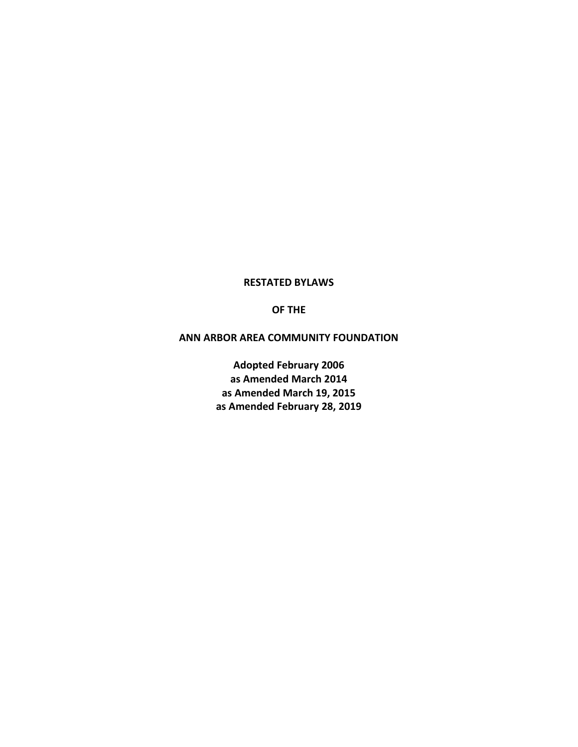# RESTATED BYLAWS

# OF THE

# ANN ARBOR AREA COMMUNITY FOUNDATION

**Adopted February 2006**
**as Amended March 2014**
**as Amended March 19, 2015**
**as Amended February 28, 2019**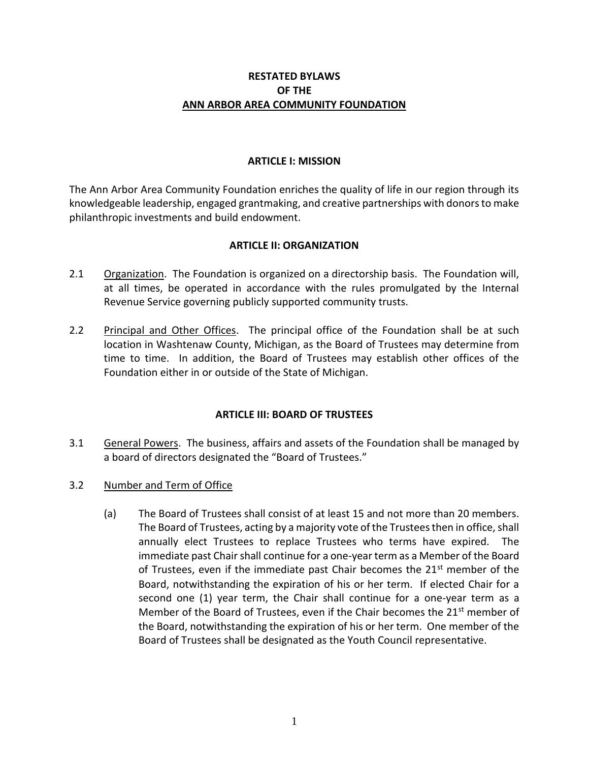**RESTATED BYLAWS**
**OF THE**
**ANN ARBOR AREA COMMUNITY FOUNDATION**

## ARTICLE I: MISSION

The Ann Arbor Area Community Foundation enriches the quality of life in our region through its knowledgeable leadership, engaged grantmaking, and creative partnerships with donors to make philanthropic investments and build endowment.

## ARTICLE II: ORGANIZATION

2.1 Organization. The Foundation is organized on a directorship basis. The Foundation will, at all times, be operated in accordance with the rules promulgated by the Internal Revenue Service governing publicly supported community trusts.

2.2 Principal and Other Offices. The principal office of the Foundation shall be at such location in Washtenaw County, Michigan, as the Board of Trustees may determine from time to time. In addition, the Board of Trustees may establish other offices of the Foundation either in or outside of the State of Michigan.

## ARTICLE III: BOARD OF TRUSTEES

3.1 General Powers. The business, affairs and assets of the Foundation shall be managed by a board of directors designated the "Board of Trustees."

3.2 Number and Term of Office

(a) The Board of Trustees shall consist of at least 15 and not more than 20 members. The Board of Trustees, acting by a majority vote of the Trustees then in office, shall annually elect Trustees to replace Trustees who terms have expired. The immediate past Chair shall continue for a one-year term as a Member of the Board of Trustees, even if the immediate past Chair becomes the 21st member of the Board, notwithstanding the expiration of his or her term. If elected Chair for a second one (1) year term, the Chair shall continue for a one-year term as a Member of the Board of Trustees, even if the Chair becomes the 21st member of the Board, notwithstanding the expiration of his or her term. One member of the Board of Trustees shall be designated as the Youth Council representative.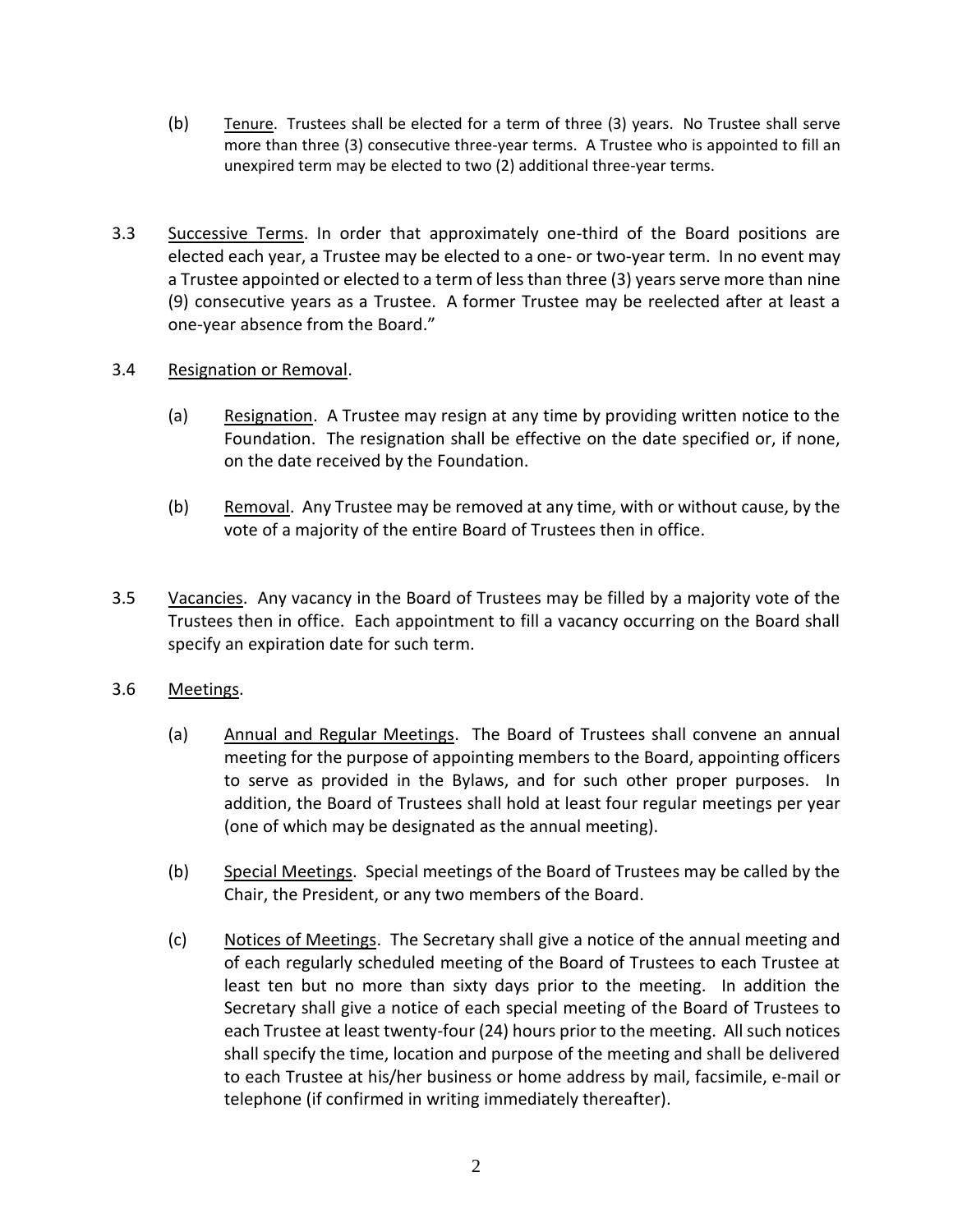(b) Tenure. Trustees shall be elected for a term of three (3) years. No Trustee shall serve more than three (3) consecutive three-year terms. A Trustee who is appointed to fill an unexpired term may be elected to two (2) additional three-year terms.

3.3 Successive Terms. In order that approximately one-third of the Board positions are elected each year, a Trustee may be elected to a one- or two-year term. In no event may a Trustee appointed or elected to a term of less than three (3) years serve more than nine (9) consecutive years as a Trustee. A former Trustee may be reelected after at least a one-year absence from the Board."

3.4 Resignation or Removal.

(a) Resignation. A Trustee may resign at any time by providing written notice to the Foundation. The resignation shall be effective on the date specified or, if none, on the date received by the Foundation.

(b) Removal. Any Trustee may be removed at any time, with or without cause, by the vote of a majority of the entire Board of Trustees then in office.

3.5 Vacancies. Any vacancy in the Board of Trustees may be filled by a majority vote of the Trustees then in office. Each appointment to fill a vacancy occurring on the Board shall specify an expiration date for such term.

3.6 Meetings.

(a) Annual and Regular Meetings. The Board of Trustees shall convene an annual meeting for the purpose of appointing members to the Board, appointing officers to serve as provided in the Bylaws, and for such other proper purposes. In addition, the Board of Trustees shall hold at least four regular meetings per year (one of which may be designated as the annual meeting).

(b) Special Meetings. Special meetings of the Board of Trustees may be called by the Chair, the President, or any two members of the Board.

(c) Notices of Meetings. The Secretary shall give a notice of the annual meeting and of each regularly scheduled meeting of the Board of Trustees to each Trustee at least ten but no more than sixty days prior to the meeting. In addition the Secretary shall give a notice of each special meeting of the Board of Trustees to each Trustee at least twenty-four (24) hours prior to the meeting. All such notices shall specify the time, location and purpose of the meeting and shall be delivered to each Trustee at his/her business or home address by mail, facsimile, e-mail or telephone (if confirmed in writing immediately thereafter).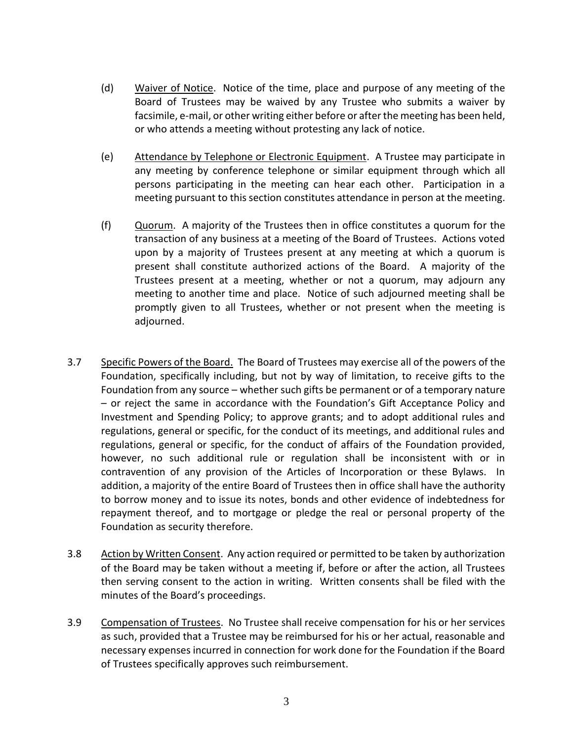(d) Waiver of Notice. Notice of the time, place and purpose of any meeting of the Board of Trustees may be waived by any Trustee who submits a waiver by facsimile, e-mail, or other writing either before or after the meeting has been held, or who attends a meeting without protesting any lack of notice.

(e) Attendance by Telephone or Electronic Equipment. A Trustee may participate in any meeting by conference telephone or similar equipment through which all persons participating in the meeting can hear each other. Participation in a meeting pursuant to this section constitutes attendance in person at the meeting.

(f) Quorum. A majority of the Trustees then in office constitutes a quorum for the transaction of any business at a meeting of the Board of Trustees. Actions voted upon by a majority of Trustees present at any meeting at which a quorum is present shall constitute authorized actions of the Board. A majority of the Trustees present at a meeting, whether or not a quorum, may adjourn any meeting to another time and place. Notice of such adjourned meeting shall be promptly given to all Trustees, whether or not present when the meeting is adjourned.

3.7 Specific Powers of the Board. The Board of Trustees may exercise all of the powers of the Foundation, specifically including, but not by way of limitation, to receive gifts to the Foundation from any source – whether such gifts be permanent or of a temporary nature – or reject the same in accordance with the Foundation's Gift Acceptance Policy and Investment and Spending Policy; to approve grants; and to adopt additional rules and regulations, general or specific, for the conduct of its meetings, and additional rules and regulations, general or specific, for the conduct of affairs of the Foundation provided, however, no such additional rule or regulation shall be inconsistent with or in contravention of any provision of the Articles of Incorporation or these Bylaws. In addition, a majority of the entire Board of Trustees then in office shall have the authority to borrow money and to issue its notes, bonds and other evidence of indebtedness for repayment thereof, and to mortgage or pledge the real or personal property of the Foundation as security therefore.

3.8 Action by Written Consent. Any action required or permitted to be taken by authorization of the Board may be taken without a meeting if, before or after the action, all Trustees then serving consent to the action in writing. Written consents shall be filed with the minutes of the Board's proceedings.

3.9 Compensation of Trustees. No Trustee shall receive compensation for his or her services as such, provided that a Trustee may be reimbursed for his or her actual, reasonable and necessary expenses incurred in connection for work done for the Foundation if the Board of Trustees specifically approves such reimbursement.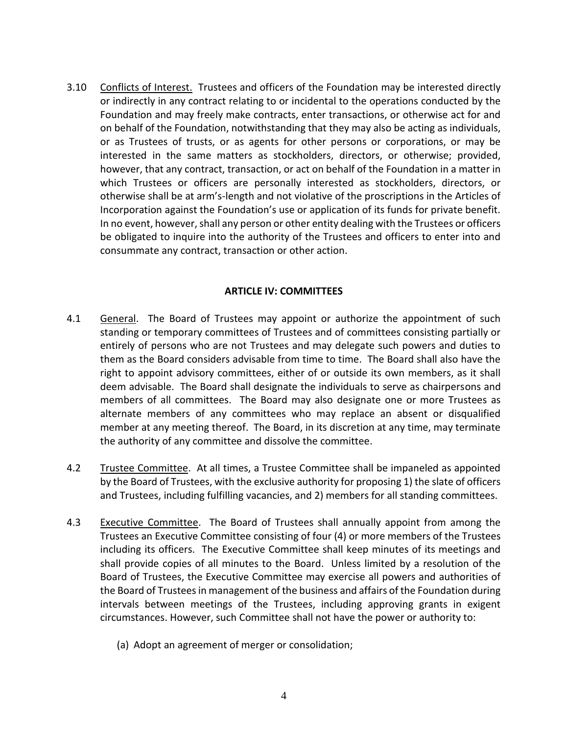3.10 Conflicts of Interest. Trustees and officers of the Foundation may be interested directly or indirectly in any contract relating to or incidental to the operations conducted by the Foundation and may freely make contracts, enter transactions, or otherwise act for and on behalf of the Foundation, notwithstanding that they may also be acting as individuals, or as Trustees of trusts, or as agents for other persons or corporations, or may be interested in the same matters as stockholders, directors, or otherwise; provided, however, that any contract, transaction, or act on behalf of the Foundation in a matter in which Trustees or officers are personally interested as stockholders, directors, or otherwise shall be at arm's-length and not violative of the proscriptions in the Articles of Incorporation against the Foundation's use or application of its funds for private benefit. In no event, however, shall any person or other entity dealing with the Trustees or officers be obligated to inquire into the authority of the Trustees and officers to enter into and consummate any contract, transaction or other action.

## ARTICLE IV: COMMITTEES

4.1 General. The Board of Trustees may appoint or authorize the appointment of such standing or temporary committees of Trustees and of committees consisting partially or entirely of persons who are not Trustees and may delegate such powers and duties to them as the Board considers advisable from time to time. The Board shall also have the right to appoint advisory committees, either of or outside its own members, as it shall deem advisable. The Board shall designate the individuals to serve as chairpersons and members of all committees. The Board may also designate one or more Trustees as alternate members of any committees who may replace an absent or disqualified member at any meeting thereof. The Board, in its discretion at any time, may terminate the authority of any committee and dissolve the committee.

4.2 Trustee Committee. At all times, a Trustee Committee shall be impaneled as appointed by the Board of Trustees, with the exclusive authority for proposing 1) the slate of officers and Trustees, including fulfilling vacancies, and 2) members for all standing committees.

4.3 Executive Committee. The Board of Trustees shall annually appoint from among the Trustees an Executive Committee consisting of four (4) or more members of the Trustees including its officers. The Executive Committee shall keep minutes of its meetings and shall provide copies of all minutes to the Board. Unless limited by a resolution of the Board of Trustees, the Executive Committee may exercise all powers and authorities of the Board of Trustees in management of the business and affairs of the Foundation during intervals between meetings of the Trustees, including approving grants in exigent circumstances. However, such Committee shall not have the power or authority to:

(a) Adopt an agreement of merger or consolidation;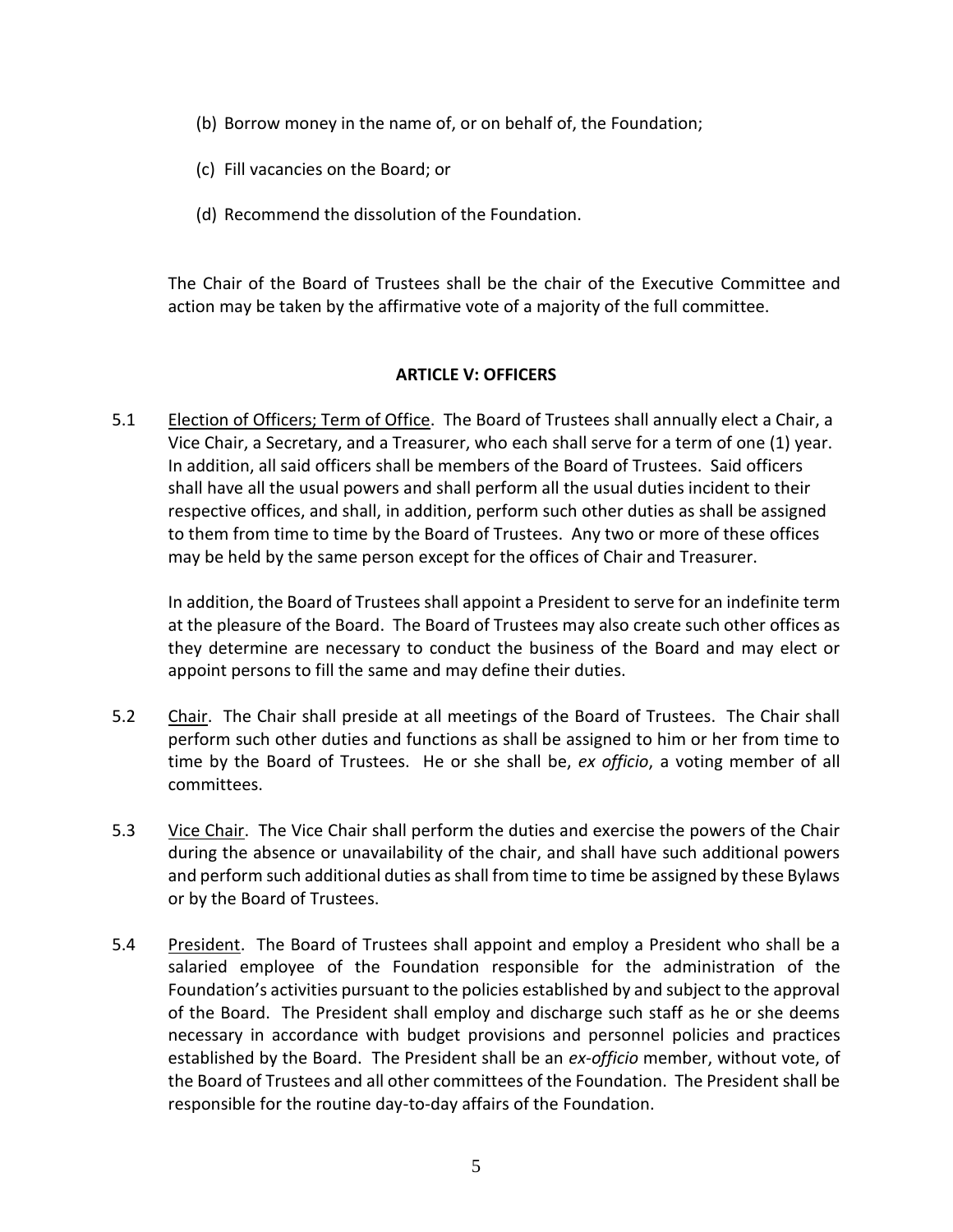(b) Borrow money in the name of, or on behalf of, the Foundation;

(c) Fill vacancies on the Board; or

(d) Recommend the dissolution of the Foundation.

The Chair of the Board of Trustees shall be the chair of the Executive Committee and action may be taken by the affirmative vote of a majority of the full committee.

## ARTICLE V: OFFICERS

5.1 Election of Officers; Term of Office. The Board of Trustees shall annually elect a Chair, a Vice Chair, a Secretary, and a Treasurer, who each shall serve for a term of one (1) year. In addition, all said officers shall be members of the Board of Trustees. Said officers shall have all the usual powers and shall perform all the usual duties incident to their respective offices, and shall, in addition, perform such other duties as shall be assigned to them from time to time by the Board of Trustees. Any two or more of these offices may be held by the same person except for the offices of Chair and Treasurer.

In addition, the Board of Trustees shall appoint a President to serve for an indefinite term at the pleasure of the Board. The Board of Trustees may also create such other offices as they determine are necessary to conduct the business of the Board and may elect or appoint persons to fill the same and may define their duties.

5.2 Chair. The Chair shall preside at all meetings of the Board of Trustees. The Chair shall perform such other duties and functions as shall be assigned to him or her from time to time by the Board of Trustees. He or she shall be, *ex officio*, a voting member of all committees.

5.3 Vice Chair. The Vice Chair shall perform the duties and exercise the powers of the Chair during the absence or unavailability of the chair, and shall have such additional powers and perform such additional duties as shall from time to time be assigned by these Bylaws or by the Board of Trustees.

5.4 President. The Board of Trustees shall appoint and employ a President who shall be a salaried employee of the Foundation responsible for the administration of the Foundation's activities pursuant to the policies established by and subject to the approval of the Board. The President shall employ and discharge such staff as he or she deems necessary in accordance with budget provisions and personnel policies and practices established by the Board. The President shall be an *ex-officio* member, without vote, of the Board of Trustees and all other committees of the Foundation. The President shall be responsible for the routine day-to-day affairs of the Foundation.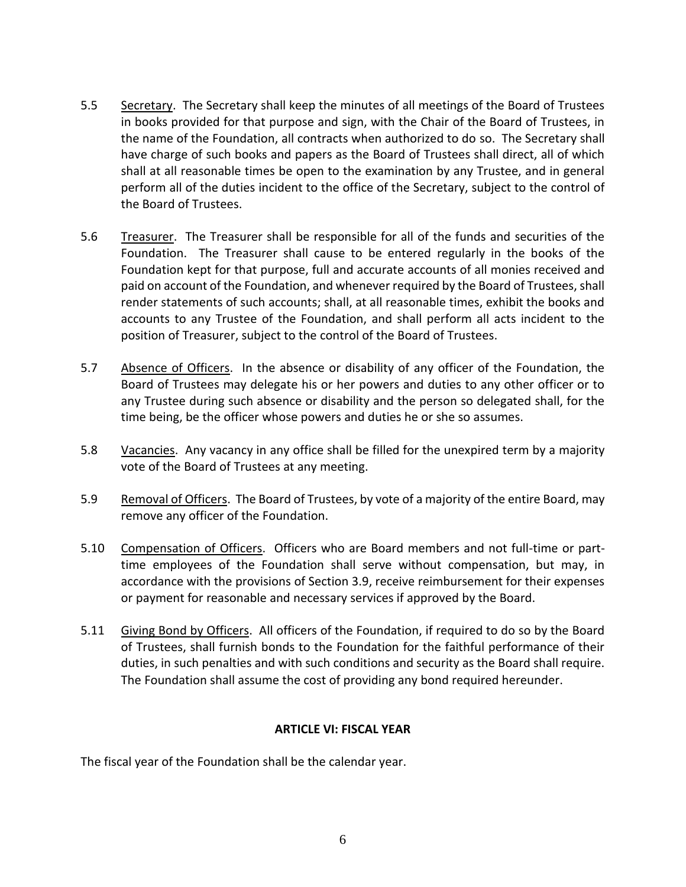5.5 Secretary. The Secretary shall keep the minutes of all meetings of the Board of Trustees in books provided for that purpose and sign, with the Chair of the Board of Trustees, in the name of the Foundation, all contracts when authorized to do so. The Secretary shall have charge of such books and papers as the Board of Trustees shall direct, all of which shall at all reasonable times be open to the examination by any Trustee, and in general perform all of the duties incident to the office of the Secretary, subject to the control of the Board of Trustees.

5.6 Treasurer. The Treasurer shall be responsible for all of the funds and securities of the Foundation. The Treasurer shall cause to be entered regularly in the books of the Foundation kept for that purpose, full and accurate accounts of all monies received and paid on account of the Foundation, and whenever required by the Board of Trustees, shall render statements of such accounts; shall, at all reasonable times, exhibit the books and accounts to any Trustee of the Foundation, and shall perform all acts incident to the position of Treasurer, subject to the control of the Board of Trustees.

5.7 Absence of Officers. In the absence or disability of any officer of the Foundation, the Board of Trustees may delegate his or her powers and duties to any other officer or to any Trustee during such absence or disability and the person so delegated shall, for the time being, be the officer whose powers and duties he or she so assumes.

5.8 Vacancies. Any vacancy in any office shall be filled for the unexpired term by a majority vote of the Board of Trustees at any meeting.

5.9 Removal of Officers. The Board of Trustees, by vote of a majority of the entire Board, may remove any officer of the Foundation.

5.10 Compensation of Officers. Officers who are Board members and not full-time or part-time employees of the Foundation shall serve without compensation, but may, in accordance with the provisions of Section 3.9, receive reimbursement for their expenses or payment for reasonable and necessary services if approved by the Board.

5.11 Giving Bond by Officers. All officers of the Foundation, if required to do so by the Board of Trustees, shall furnish bonds to the Foundation for the faithful performance of their duties, in such penalties and with such conditions and security as the Board shall require. The Foundation shall assume the cost of providing any bond required hereunder.

## ARTICLE VI: FISCAL YEAR

The fiscal year of the Foundation shall be the calendar year.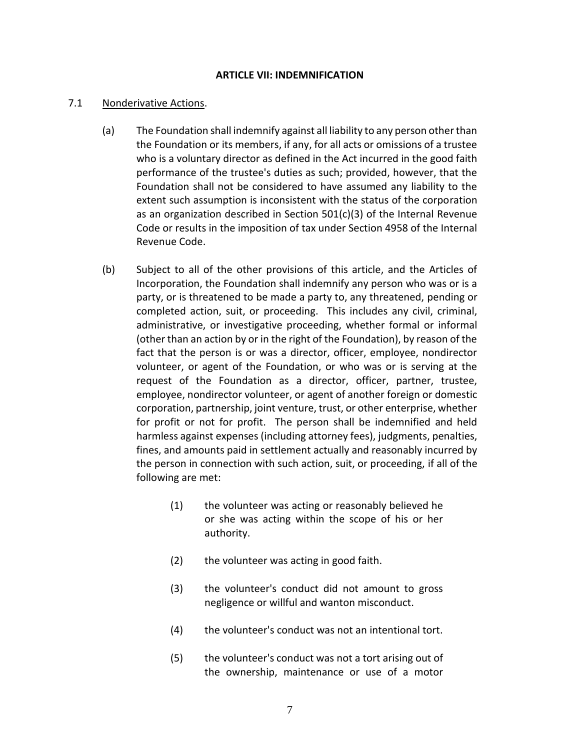## ARTICLE VII: INDEMNIFICATION

7.1 Nonderivative Actions.

(a) The Foundation shall indemnify against all liability to any person other than the Foundation or its members, if any, for all acts or omissions of a trustee who is a voluntary director as defined in the Act incurred in the good faith performance of the trustee's duties as such; provided, however, that the Foundation shall not be considered to have assumed any liability to the extent such assumption is inconsistent with the status of the corporation as an organization described in Section 501(c)(3) of the Internal Revenue Code or results in the imposition of tax under Section 4958 of the Internal Revenue Code.

(b) Subject to all of the other provisions of this article, and the Articles of Incorporation, the Foundation shall indemnify any person who was or is a party, or is threatened to be made a party to, any threatened, pending or completed action, suit, or proceeding. This includes any civil, criminal, administrative, or investigative proceeding, whether formal or informal (other than an action by or in the right of the Foundation), by reason of the fact that the person is or was a director, officer, employee, nondirector volunteer, or agent of the Foundation, or who was or is serving at the request of the Foundation as a director, officer, partner, trustee, employee, nondirector volunteer, or agent of another foreign or domestic corporation, partnership, joint venture, trust, or other enterprise, whether for profit or not for profit. The person shall be indemnified and held harmless against expenses (including attorney fees), judgments, penalties, fines, and amounts paid in settlement actually and reasonably incurred by the person in connection with such action, suit, or proceeding, if all of the following are met:

(1) the volunteer was acting or reasonably believed he or she was acting within the scope of his or her authority.

(2) the volunteer was acting in good faith.

(3) the volunteer's conduct did not amount to gross negligence or willful and wanton misconduct.

(4) the volunteer's conduct was not an intentional tort.

(5) the volunteer's conduct was not a tort arising out of the ownership, maintenance or use of a motor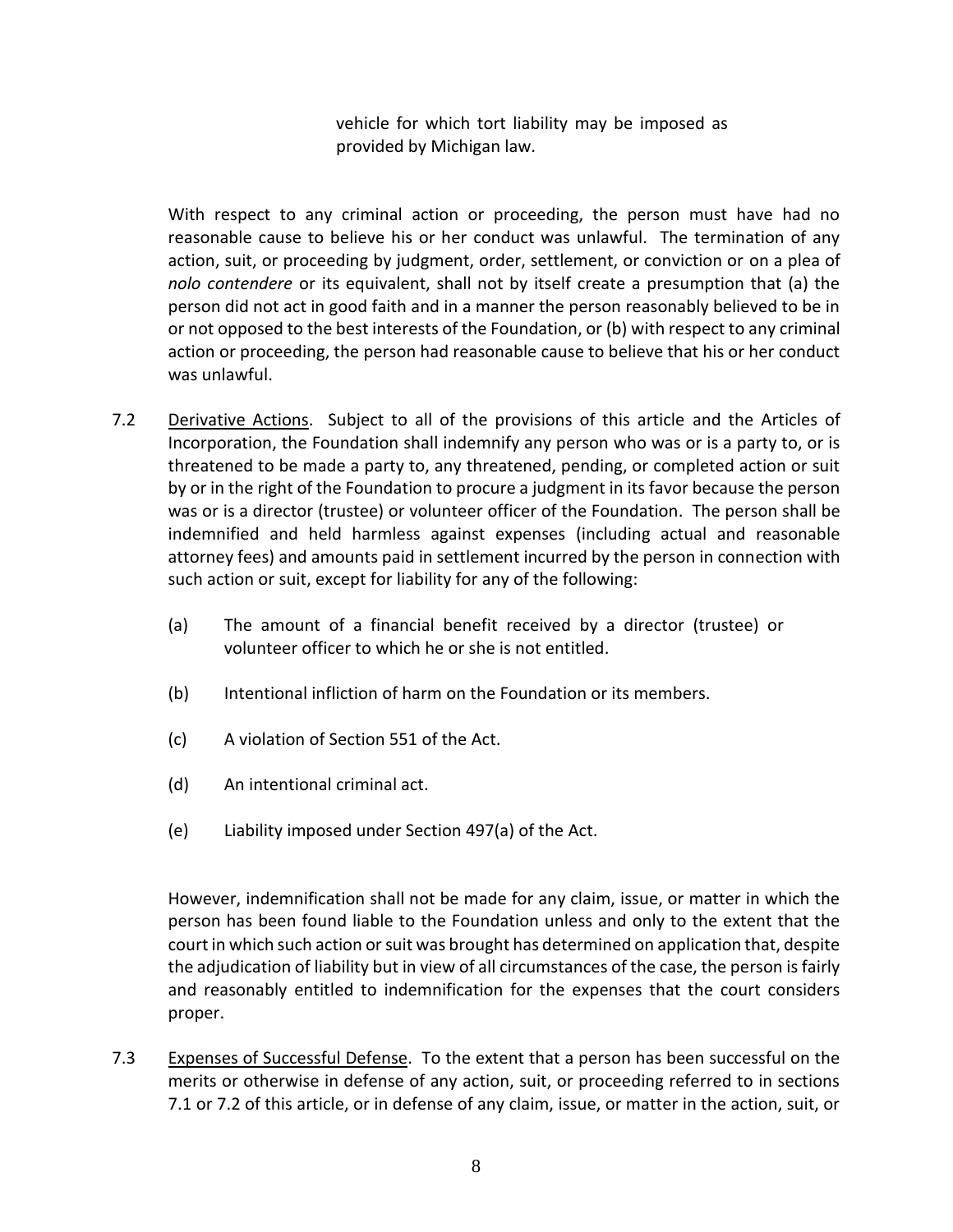vehicle for which tort liability may be imposed as provided by Michigan law.

With respect to any criminal action or proceeding, the person must have had no reasonable cause to believe his or her conduct was unlawful. The termination of any action, suit, or proceeding by judgment, order, settlement, or conviction or on a plea of *nolo contendere* or its equivalent, shall not by itself create a presumption that (a) the person did not act in good faith and in a manner the person reasonably believed to be in or not opposed to the best interests of the Foundation, or (b) with respect to any criminal action or proceeding, the person had reasonable cause to believe that his or her conduct was unlawful.

7.2 Derivative Actions. Subject to all of the provisions of this article and the Articles of Incorporation, the Foundation shall indemnify any person who was or is a party to, or is threatened to be made a party to, any threatened, pending, or completed action or suit by or in the right of the Foundation to procure a judgment in its favor because the person was or is a director (trustee) or volunteer officer of the Foundation. The person shall be indemnified and held harmless against expenses (including actual and reasonable attorney fees) and amounts paid in settlement incurred by the person in connection with such action or suit, except for liability for any of the following:

(a) The amount of a financial benefit received by a director (trustee) or volunteer officer to which he or she is not entitled.

(b) Intentional infliction of harm on the Foundation or its members.

(c) A violation of Section 551 of the Act.

(d) An intentional criminal act.

(e) Liability imposed under Section 497(a) of the Act.

However, indemnification shall not be made for any claim, issue, or matter in which the person has been found liable to the Foundation unless and only to the extent that the court in which such action or suit was brought has determined on application that, despite the adjudication of liability but in view of all circumstances of the case, the person is fairly and reasonably entitled to indemnification for the expenses that the court considers proper.

7.3 Expenses of Successful Defense. To the extent that a person has been successful on the merits or otherwise in defense of any action, suit, or proceeding referred to in sections 7.1 or 7.2 of this article, or in defense of any claim, issue, or matter in the action, suit, or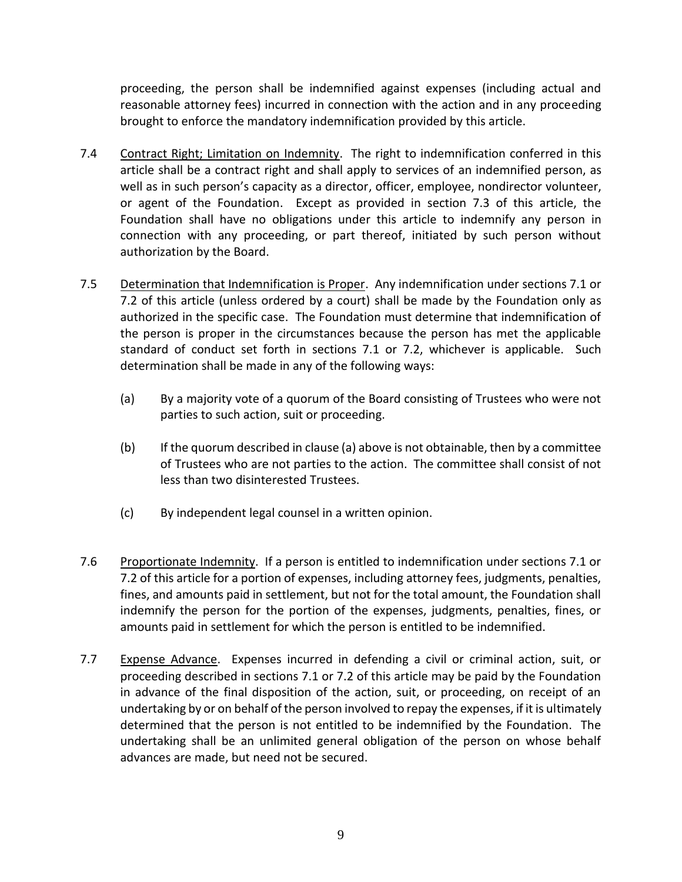proceeding, the person shall be indemnified against expenses (including actual and reasonable attorney fees) incurred in connection with the action and in any proceeding brought to enforce the mandatory indemnification provided by this article.

7.4 Contract Right; Limitation on Indemnity. The right to indemnification conferred in this article shall be a contract right and shall apply to services of an indemnified person, as well as in such person's capacity as a director, officer, employee, nondirector volunteer, or agent of the Foundation. Except as provided in section 7.3 of this article, the Foundation shall have no obligations under this article to indemnify any person in connection with any proceeding, or part thereof, initiated by such person without authorization by the Board.

7.5 Determination that Indemnification is Proper. Any indemnification under sections 7.1 or 7.2 of this article (unless ordered by a court) shall be made by the Foundation only as authorized in the specific case. The Foundation must determine that indemnification of the person is proper in the circumstances because the person has met the applicable standard of conduct set forth in sections 7.1 or 7.2, whichever is applicable. Such determination shall be made in any of the following ways:

(a) By a majority vote of a quorum of the Board consisting of Trustees who were not parties to such action, suit or proceeding.

(b) If the quorum described in clause (a) above is not obtainable, then by a committee of Trustees who are not parties to the action. The committee shall consist of not less than two disinterested Trustees.

(c) By independent legal counsel in a written opinion.

7.6 Proportionate Indemnity. If a person is entitled to indemnification under sections 7.1 or 7.2 of this article for a portion of expenses, including attorney fees, judgments, penalties, fines, and amounts paid in settlement, but not for the total amount, the Foundation shall indemnify the person for the portion of the expenses, judgments, penalties, fines, or amounts paid in settlement for which the person is entitled to be indemnified.

7.7 Expense Advance. Expenses incurred in defending a civil or criminal action, suit, or proceeding described in sections 7.1 or 7.2 of this article may be paid by the Foundation in advance of the final disposition of the action, suit, or proceeding, on receipt of an undertaking by or on behalf of the person involved to repay the expenses, if it is ultimately determined that the person is not entitled to be indemnified by the Foundation. The undertaking shall be an unlimited general obligation of the person on whose behalf advances are made, but need not be secured.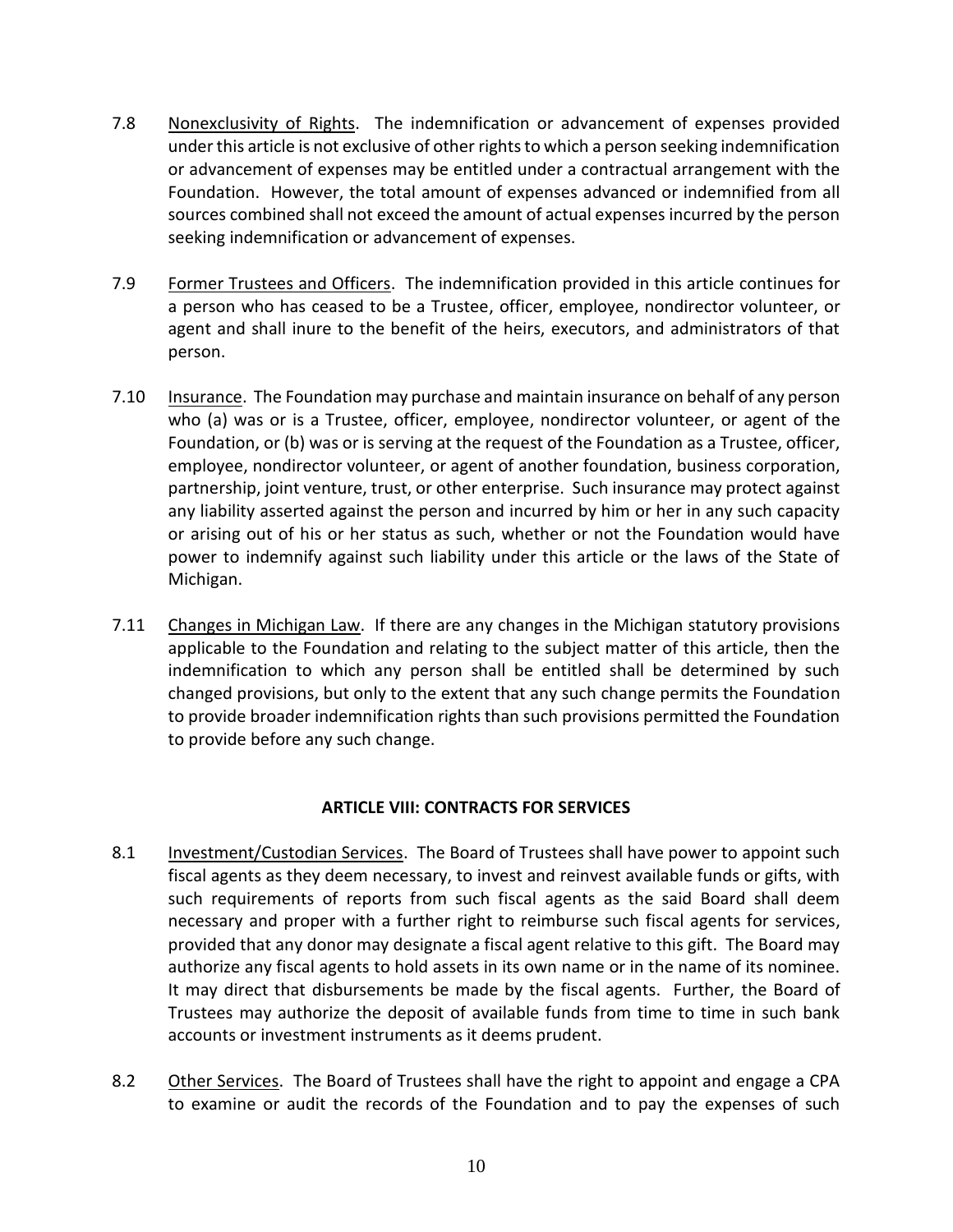7.8 Nonexclusivity of Rights. The indemnification or advancement of expenses provided under this article is not exclusive of other rights to which a person seeking indemnification or advancement of expenses may be entitled under a contractual arrangement with the Foundation. However, the total amount of expenses advanced or indemnified from all sources combined shall not exceed the amount of actual expenses incurred by the person seeking indemnification or advancement of expenses.

7.9 Former Trustees and Officers. The indemnification provided in this article continues for a person who has ceased to be a Trustee, officer, employee, nondirector volunteer, or agent and shall inure to the benefit of the heirs, executors, and administrators of that person.

7.10 Insurance. The Foundation may purchase and maintain insurance on behalf of any person who (a) was or is a Trustee, officer, employee, nondirector volunteer, or agent of the Foundation, or (b) was or is serving at the request of the Foundation as a Trustee, officer, employee, nondirector volunteer, or agent of another foundation, business corporation, partnership, joint venture, trust, or other enterprise. Such insurance may protect against any liability asserted against the person and incurred by him or her in any such capacity or arising out of his or her status as such, whether or not the Foundation would have power to indemnify against such liability under this article or the laws of the State of Michigan.

7.11 Changes in Michigan Law. If there are any changes in the Michigan statutory provisions applicable to the Foundation and relating to the subject matter of this article, then the indemnification to which any person shall be entitled shall be determined by such changed provisions, but only to the extent that any such change permits the Foundation to provide broader indemnification rights than such provisions permitted the Foundation to provide before any such change.

## ARTICLE VIII: CONTRACTS FOR SERVICES

8.1 Investment/Custodian Services. The Board of Trustees shall have power to appoint such fiscal agents as they deem necessary, to invest and reinvest available funds or gifts, with such requirements of reports from such fiscal agents as the said Board shall deem necessary and proper with a further right to reimburse such fiscal agents for services, provided that any donor may designate a fiscal agent relative to this gift. The Board may authorize any fiscal agents to hold assets in its own name or in the name of its nominee. It may direct that disbursements be made by the fiscal agents. Further, the Board of Trustees may authorize the deposit of available funds from time to time in such bank accounts or investment instruments as it deems prudent.

8.2 Other Services. The Board of Trustees shall have the right to appoint and engage a CPA to examine or audit the records of the Foundation and to pay the expenses of such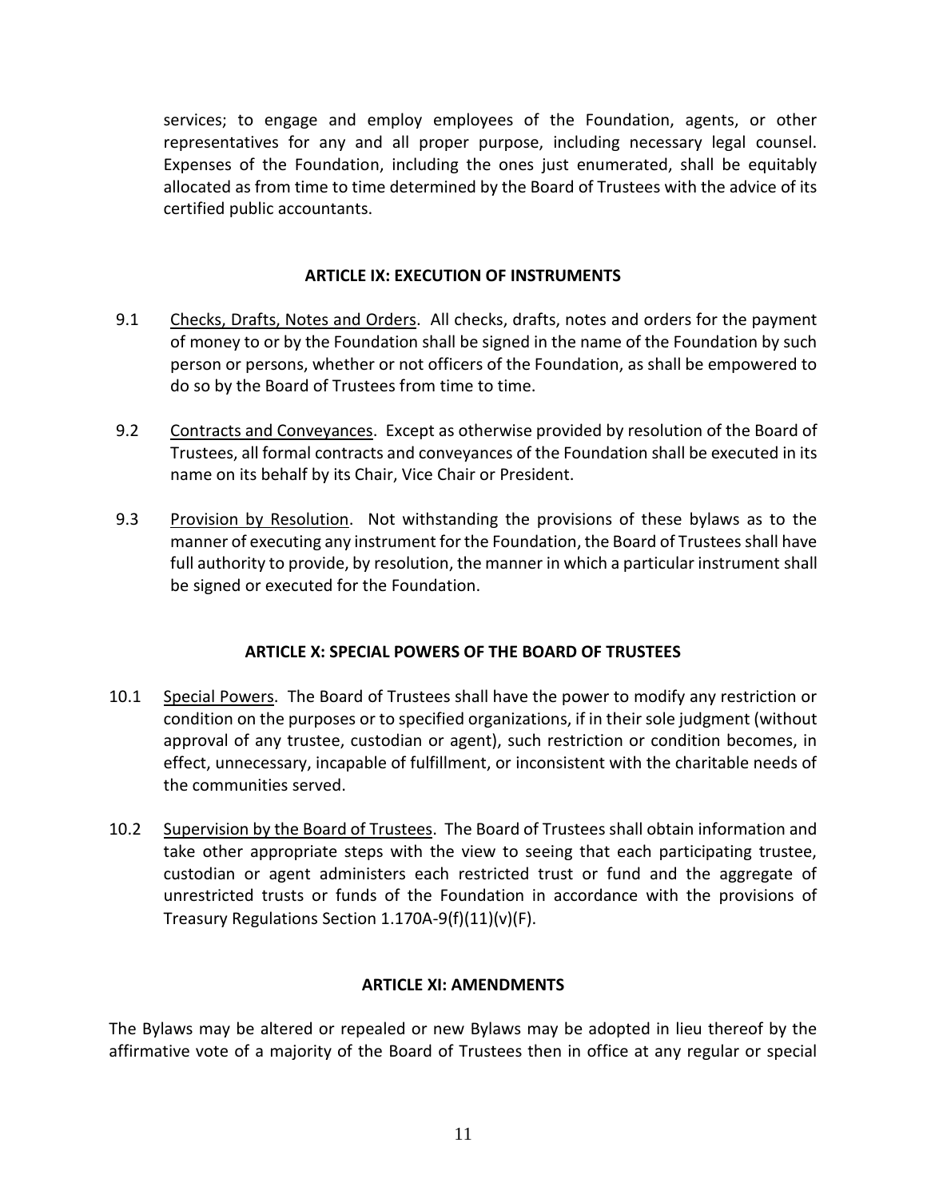services; to engage and employ employees of the Foundation, agents, or other representatives for any and all proper purpose, including necessary legal counsel. Expenses of the Foundation, including the ones just enumerated, shall be equitably allocated as from time to time determined by the Board of Trustees with the advice of its certified public accountants.

## ARTICLE IX: EXECUTION OF INSTRUMENTS

9.1 Checks, Drafts, Notes and Orders. All checks, drafts, notes and orders for the payment of money to or by the Foundation shall be signed in the name of the Foundation by such person or persons, whether or not officers of the Foundation, as shall be empowered to do so by the Board of Trustees from time to time.

9.2 Contracts and Conveyances. Except as otherwise provided by resolution of the Board of Trustees, all formal contracts and conveyances of the Foundation shall be executed in its name on its behalf by its Chair, Vice Chair or President.

9.3 Provision by Resolution. Not withstanding the provisions of these bylaws as to the manner of executing any instrument for the Foundation, the Board of Trustees shall have full authority to provide, by resolution, the manner in which a particular instrument shall be signed or executed for the Foundation.

## ARTICLE X: SPECIAL POWERS OF THE BOARD OF TRUSTEES

10.1 Special Powers. The Board of Trustees shall have the power to modify any restriction or condition on the purposes or to specified organizations, if in their sole judgment (without approval of any trustee, custodian or agent), such restriction or condition becomes, in effect, unnecessary, incapable of fulfillment, or inconsistent with the charitable needs of the communities served.

10.2 Supervision by the Board of Trustees. The Board of Trustees shall obtain information and take other appropriate steps with the view to seeing that each participating trustee, custodian or agent administers each restricted trust or fund and the aggregate of unrestricted trusts or funds of the Foundation in accordance with the provisions of Treasury Regulations Section 1.170A-9(f)(11)(v)(F).

## ARTICLE XI: AMENDMENTS

The Bylaws may be altered or repealed or new Bylaws may be adopted in lieu thereof by the affirmative vote of a majority of the Board of Trustees then in office at any regular or special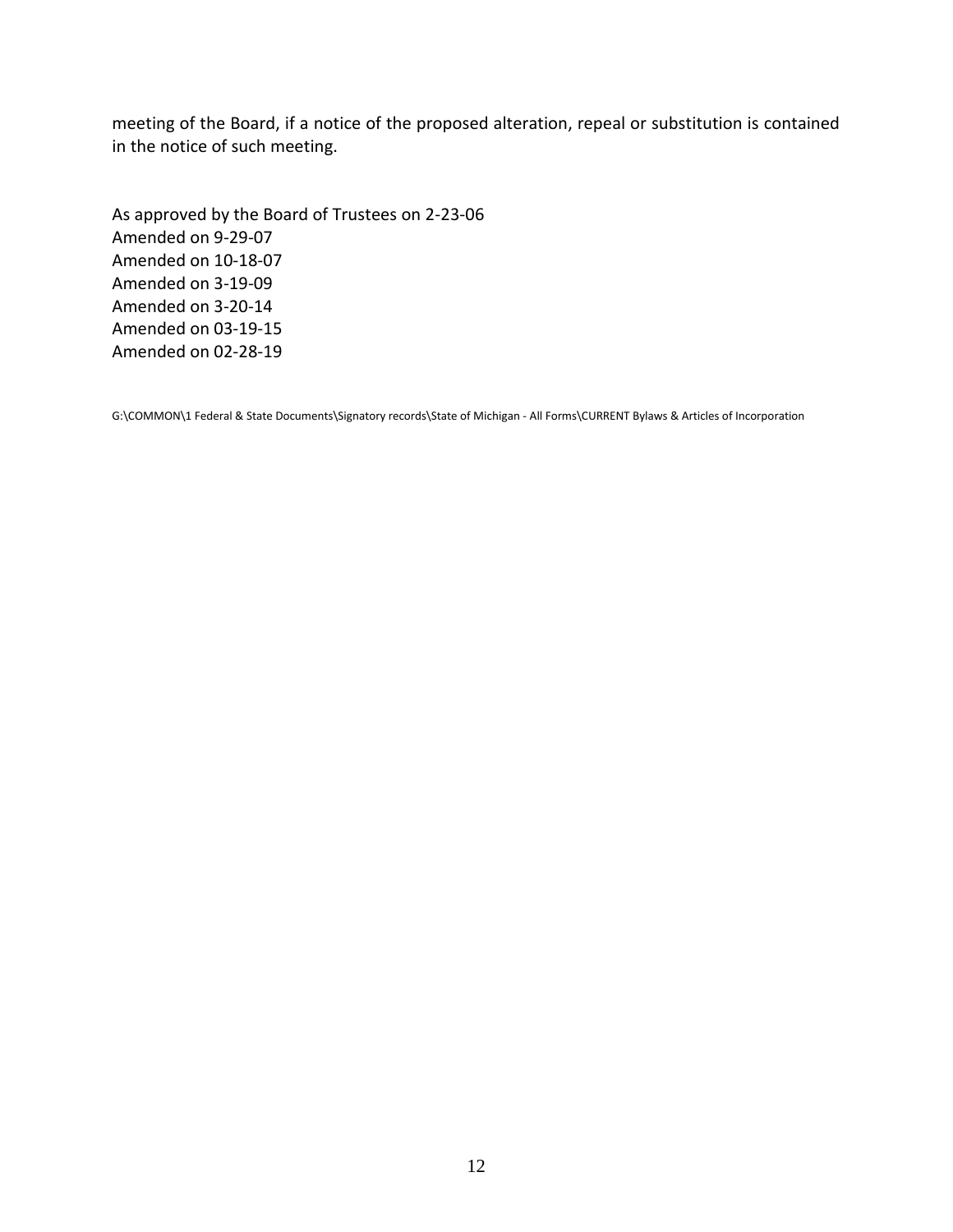meeting of the Board, if a notice of the proposed alteration, repeal or substitution is contained in the notice of such meeting.

As approved by the Board of Trustees on 2-23-06
Amended on 9-29-07
Amended on 10-18-07
Amended on 3-19-09
Amended on 3-20-14
Amended on 03-19-15
Amended on 02-28-19

G:\COMMON\1 Federal & State Documents\Signatory records\State of Michigan - All Forms\CURRENT Bylaws & Articles of Incorporation